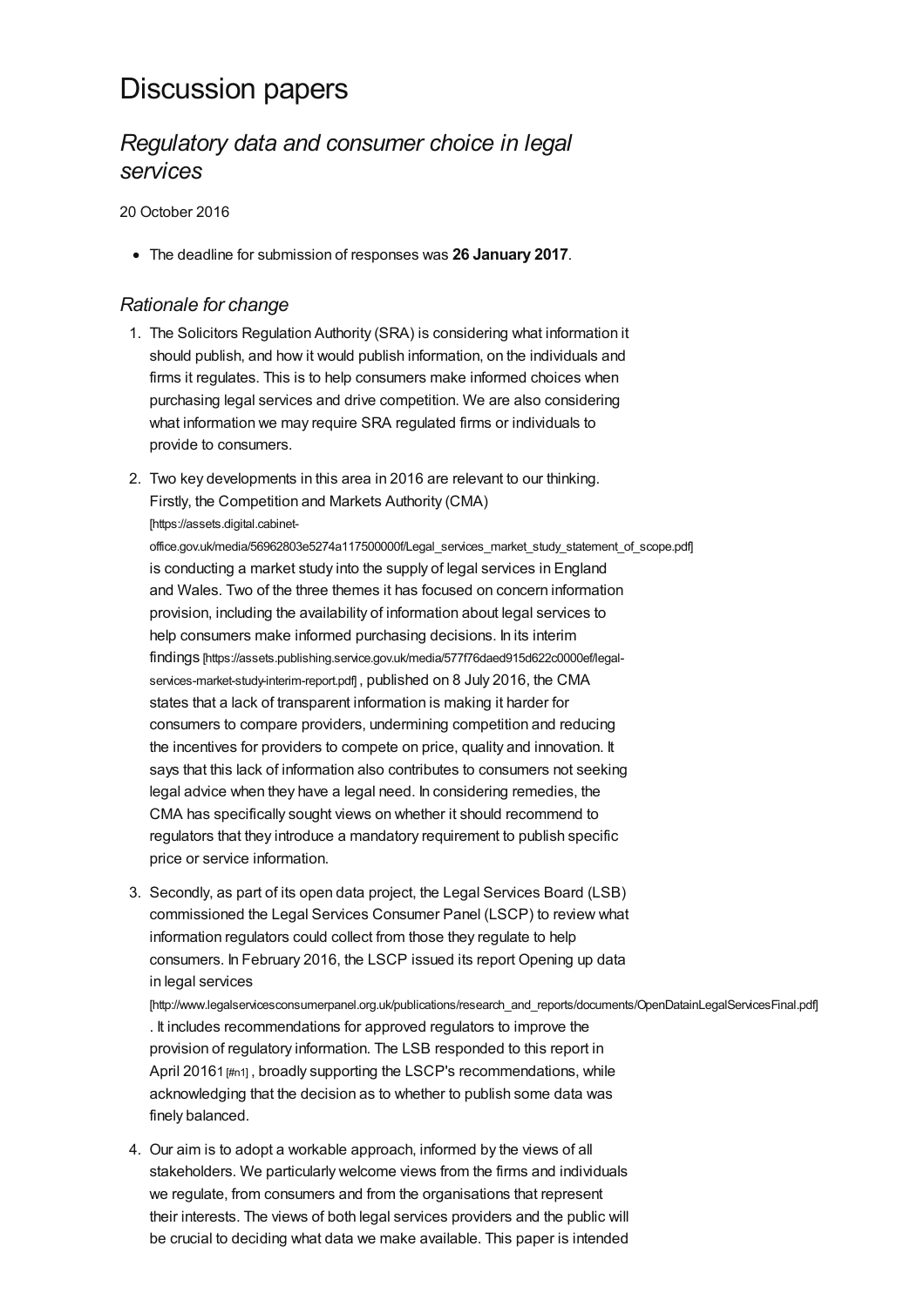# Discussion papers

## *Regulatory data and consumer choice in legal services*

20 October 2016

- The deadline for submission of responses was **26 January 2017**.

### *Rationale for change*

1. The Solicitors Regulation Authority (SRA) is considering what information it should publish, and how it would publish information, on the individuals and firms it regulates. This is to help consumers make informed choices when purchasing legal services and drive competition. We are also considering what information we may require SRA regulated firms or individuals to provide to consumers.

2. Two key developments in this area in 2016 are relevant to our thinking. Firstly, the Competition and Markets Authority (CMA) [https://assets.digital.cabinet-office.gov.uk/media/56962803e5274a117500000f/Legal_services_market_study_statement_of_scope.pdf] is conducting a market study into the supply of legal services in England and Wales. Two of the three themes it has focused on concern information provision, including the availability of information about legal services to help consumers make informed purchasing decisions. In its interim findings [https://assets.publishing.service.gov.uk/media/577f76daed915d622c0000ef/legal-services-market-study-interim-report.pdf] , published on 8 July 2016, the CMA states that a lack of transparent information is making it harder for consumers to compare providers, undermining competition and reducing the incentives for providers to compete on price, quality and innovation. It says that this lack of information also contributes to consumers not seeking legal advice when they have a legal need. In considering remedies, the CMA has specifically sought views on whether it should recommend to regulators that they introduce a mandatory requirement to publish specific price or service information.

3. Secondly, as part of its open data project, the Legal Services Board (LSB) commissioned the Legal Services Consumer Panel (LSCP) to review what information regulators could collect from those they regulate to help consumers. In February 2016, the LSCP issued its report Opening up data in legal services [http://www.legalservicesconsumerpanel.org.uk/publications/research_and_reports/documents/OpenDatainLegalServicesFinal.pdf] . It includes recommendations for approved regulators to improve the provision of regulatory information. The LSB responded to this report in April 2016[1] [#n1] , broadly supporting the LSCP's recommendations, while acknowledging that the decision as to whether to publish some data was finely balanced.

4. Our aim is to adopt a workable approach, informed by the views of all stakeholders. We particularly welcome views from the firms and individuals we regulate, from consumers and from the organisations that represent their interests. The views of both legal services providers and the public will be crucial to deciding what data we make available. This paper is intended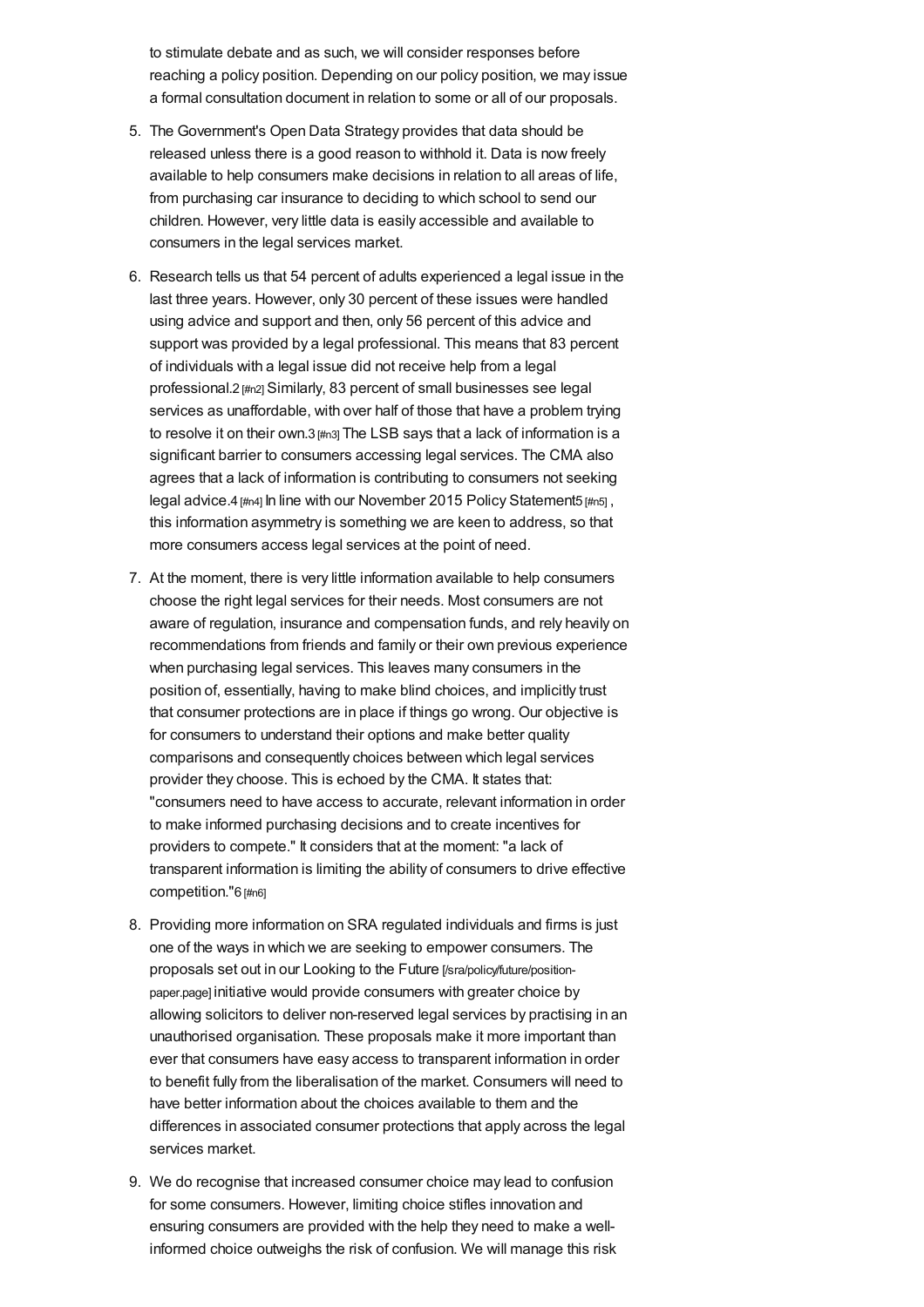to stimulate debate and as such, we will consider responses before reaching a policy position. Depending on our policy position, we may issue a formal consultation document in relation to some or all of our proposals.

5. The Government's Open Data Strategy provides that data should be released unless there is a good reason to withhold it. Data is now freely available to help consumers make decisions in relation to all areas of life, from purchasing car insurance to deciding to which school to send our children. However, very little data is easily accessible and available to consumers in the legal services market.

6. Research tells us that 54 percent of adults experienced a legal issue in the last three years. However, only 30 percent of these issues were handled using advice and support and then, only 56 percent of this advice and support was provided by a legal professional. This means that 83 percent of individuals with a legal issue did not receive help from a legal professional.2 [#n2] Similarly, 83 percent of small businesses see legal services as unaffordable, with over half of those that have a problem trying to resolve it on their own.3 [#n3] The LSB says that a lack of information is a significant barrier to consumers accessing legal services. The CMA also agrees that a lack of information is contributing to consumers not seeking legal advice.4 [#n4] In line with our November 2015 Policy Statement5 [#n5] , this information asymmetry is something we are keen to address, so that more consumers access legal services at the point of need.

7. At the moment, there is very little information available to help consumers choose the right legal services for their needs. Most consumers are not aware of regulation, insurance and compensation funds, and rely heavily on recommendations from friends and family or their own previous experience when purchasing legal services. This leaves many consumers in the position of, essentially, having to make blind choices, and implicitly trust that consumer protections are in place if things go wrong. Our objective is for consumers to understand their options and make better quality comparisons and consequently choices between which legal services provider they choose. This is echoed by the CMA. It states that: "consumers need to have access to accurate, relevant information in order to make informed purchasing decisions and to create incentives for providers to compete." It considers that at the moment: "a lack of transparent information is limiting the ability of consumers to drive effective competition."6 [#n6]

8. Providing more information on SRA regulated individuals and firms is just one of the ways in which we are seeking to empower consumers. The proposals set out in our Looking to the Future [/sra/policy/future/position-paper.page] initiative would provide consumers with greater choice by allowing solicitors to deliver non-reserved legal services by practising in an unauthorised organisation. These proposals make it more important than ever that consumers have easy access to transparent information in order to benefit fully from the liberalisation of the market. Consumers will need to have better information about the choices available to them and the differences in associated consumer protections that apply across the legal services market.

9. We do recognise that increased consumer choice may lead to confusion for some consumers. However, limiting choice stifles innovation and ensuring consumers are provided with the help they need to make a well-informed choice outweighs the risk of confusion. We will manage this risk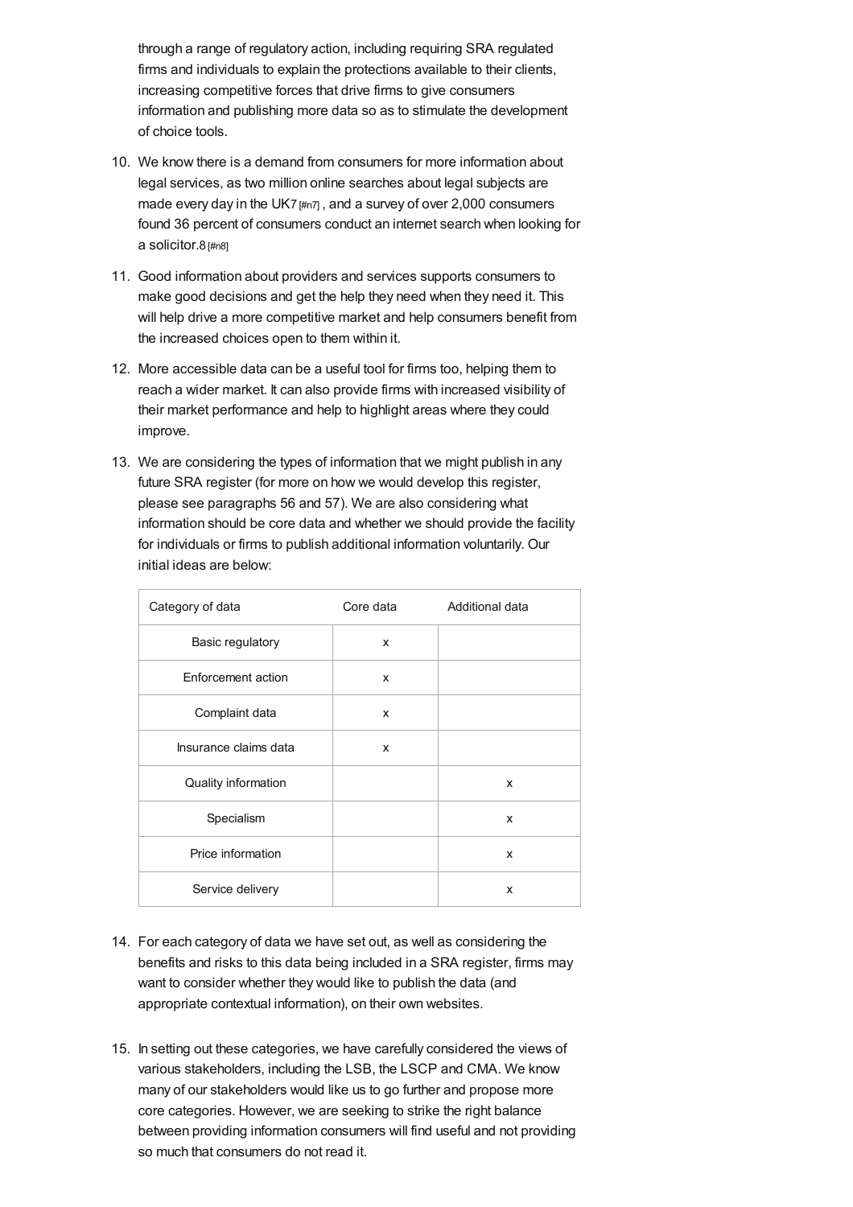through a range of regulatory action, including requiring SRA regulated firms and individuals to explain the protections available to their clients, increasing competitive forces that drive firms to give consumers information and publishing more data so as to stimulate the development of choice tools.

10. We know there is a demand from consumers for more information about legal services, as two million online searches about legal subjects are made every day in the UK7 [#n7] , and a survey of over 2,000 consumers found 36 percent of consumers conduct an internet search when looking for a solicitor.8 [#n8]

11. Good information about providers and services supports consumers to make good decisions and get the help they need when they need it. This will help drive a more competitive market and help consumers benefit from the increased choices open to them within it.

12. More accessible data can be a useful tool for firms too, helping them to reach a wider market. It can also provide firms with increased visibility of their market performance and help to highlight areas where they could improve.

13. We are considering the types of information that we might publish in any future SRA register (for more on how we would develop this register, please see paragraphs 56 and 57). We are also considering what information should be core data and whether we should provide the facility for individuals or firms to publish additional information voluntarily. Our initial ideas are below:

| Category of data | Core data | Additional data |
|---|---|---|
| Basic regulatory | x | |
| Enforcement action | x | |
| Complaint data | x | |
| Insurance claims data | x | |
| Quality information | | x |
| Specialism | | x |
| Price information | | x |
| Service delivery | | x |

14. For each category of data we have set out, as well as considering the benefits and risks to this data being included in a SRA register, firms may want to consider whether they would like to publish the data (and appropriate contextual information), on their own websites.

15. In setting out these categories, we have carefully considered the views of various stakeholders, including the LSB, the LSCP and CMA. We know many of our stakeholders would like us to go further and propose more core categories. However, we are seeking to strike the right balance between providing information consumers will find useful and not providing so much that consumers do not read it.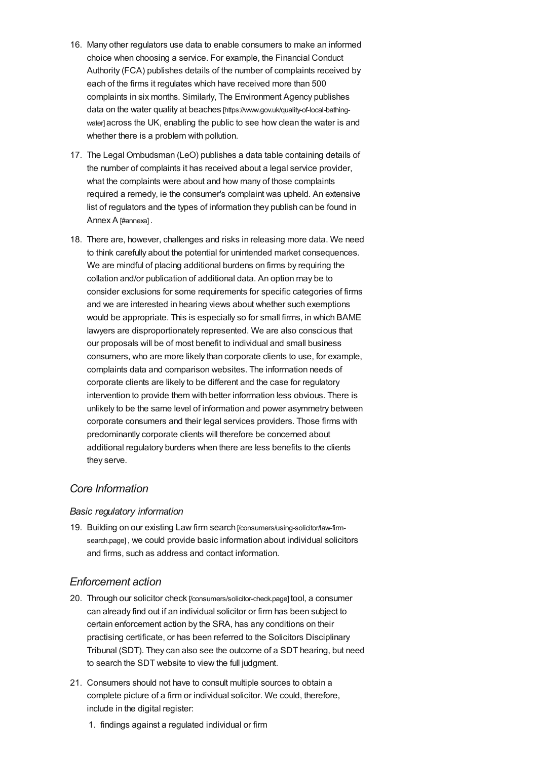16. Many other regulators use data to enable consumers to make an informed choice when choosing a service. For example, the Financial Conduct Authority (FCA) publishes details of the number of complaints received by each of the firms it regulates which have received more than 500 complaints in six months. Similarly, The Environment Agency publishes data on the water quality at beaches [https://www.gov.uk/quality-of-local-bathing-water] across the UK, enabling the public to see how clean the water is and whether there is a problem with pollution.

17. The Legal Ombudsman (LeO) publishes a data table containing details of the number of complaints it has received about a legal service provider, what the complaints were about and how many of those complaints required a remedy, ie the consumer's complaint was upheld. An extensive list of regulators and the types of information they publish can be found in Annex A [#annexa] .

18. There are, however, challenges and risks in releasing more data. We need to think carefully about the potential for unintended market consequences. We are mindful of placing additional burdens on firms by requiring the collation and/or publication of additional data. An option may be to consider exclusions for some requirements for specific categories of firms and we are interested in hearing views about whether such exemptions would be appropriate. This is especially so for small firms, in which BAME lawyers are disproportionately represented. We are also conscious that our proposals will be of most benefit to individual and small business consumers, who are more likely than corporate clients to use, for example, complaints data and comparison websites. The information needs of corporate clients are likely to be different and the case for regulatory intervention to provide them with better information less obvious. There is unlikely to be the same level of information and power asymmetry between corporate consumers and their legal services providers. Those firms with predominantly corporate clients will therefore be concerned about additional regulatory burdens when there are less benefits to the clients they serve.

## *Core Information*

### *Basic regulatory information*

19. Building on our existing Law firm search [/consumers/using-solicitor/law-firm-search.page] , we could provide basic information about individual solicitors and firms, such as address and contact information.

## *Enforcement action*

20. Through our solicitor check [/consumers/solicitor-check.page] tool, a consumer can already find out if an individual solicitor or firm has been subject to certain enforcement action by the SRA, has any conditions on their practising certificate, or has been referred to the Solicitors Disciplinary Tribunal (SDT). They can also see the outcome of a SDT hearing, but need to search the SDT website to view the full judgment.

21. Consumers should not have to consult multiple sources to obtain a complete picture of a firm or individual solicitor. We could, therefore, include in the digital register:

    1. findings against a regulated individual or firm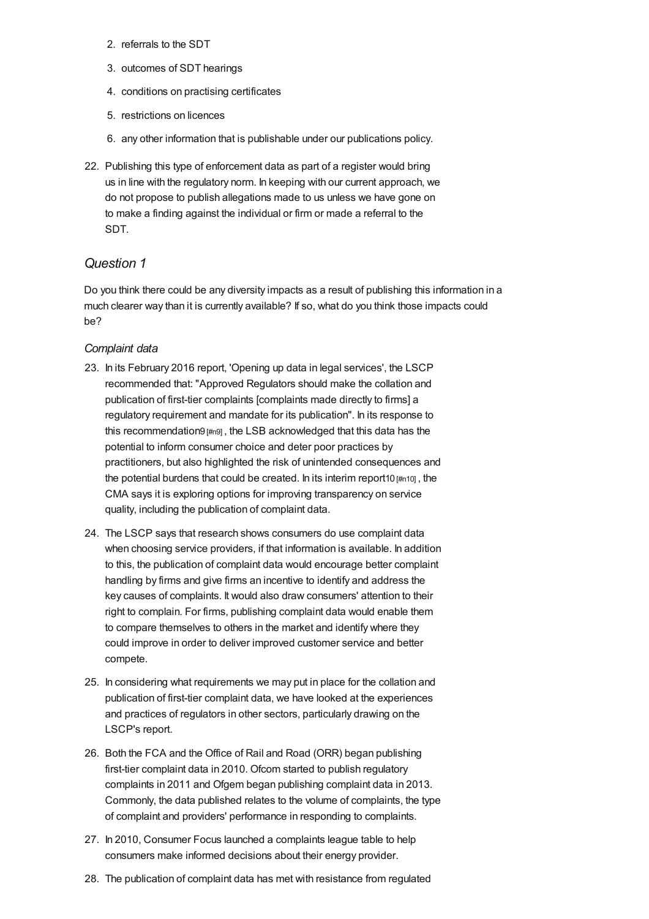2. referrals to the SDT
3. outcomes of SDT hearings
4. conditions on practising certificates
5. restrictions on licences
6. any other information that is publishable under our publications policy.

22. Publishing this type of enforcement data as part of a register would bring us in line with the regulatory norm. In keeping with our current approach, we do not propose to publish allegations made to us unless we have gone on to make a finding against the individual or firm or made a referral to the SDT.

## *Question 1*

Do you think there could be any diversity impacts as a result of publishing this information in a much clearer way than it is currently available? If so, what do you think those impacts could be?

### *Complaint data*

23. In its February 2016 report, 'Opening up data in legal services', the LSCP recommended that: "Approved Regulators should make the collation and publication of first-tier complaints [complaints made directly to firms] a regulatory requirement and mandate for its publication". In its response to this recommendation9 [#n9] , the LSB acknowledged that this data has the potential to inform consumer choice and deter poor practices by practitioners, but also highlighted the risk of unintended consequences and the potential burdens that could be created. In its interim report10 [#n10] , the CMA says it is exploring options for improving transparency on service quality, including the publication of complaint data.
24. The LSCP says that research shows consumers do use complaint data when choosing service providers, if that information is available. In addition to this, the publication of complaint data would encourage better complaint handling by firms and give firms an incentive to identify and address the key causes of complaints. It would also draw consumers' attention to their right to complain. For firms, publishing complaint data would enable them to compare themselves to others in the market and identify where they could improve in order to deliver improved customer service and better compete.
25. In considering what requirements we may put in place for the collation and publication of first-tier complaint data, we have looked at the experiences and practices of regulators in other sectors, particularly drawing on the LSCP's report.
26. Both the FCA and the Office of Rail and Road (ORR) began publishing first-tier complaint data in 2010. Ofcom started to publish regulatory complaints in 2011 and Ofgem began publishing complaint data in 2013. Commonly, the data published relates to the volume of complaints, the type of complaint and providers' performance in responding to complaints.
27. In 2010, Consumer Focus launched a complaints league table to help consumers make informed decisions about their energy provider.
28. The publication of complaint data has met with resistance from regulated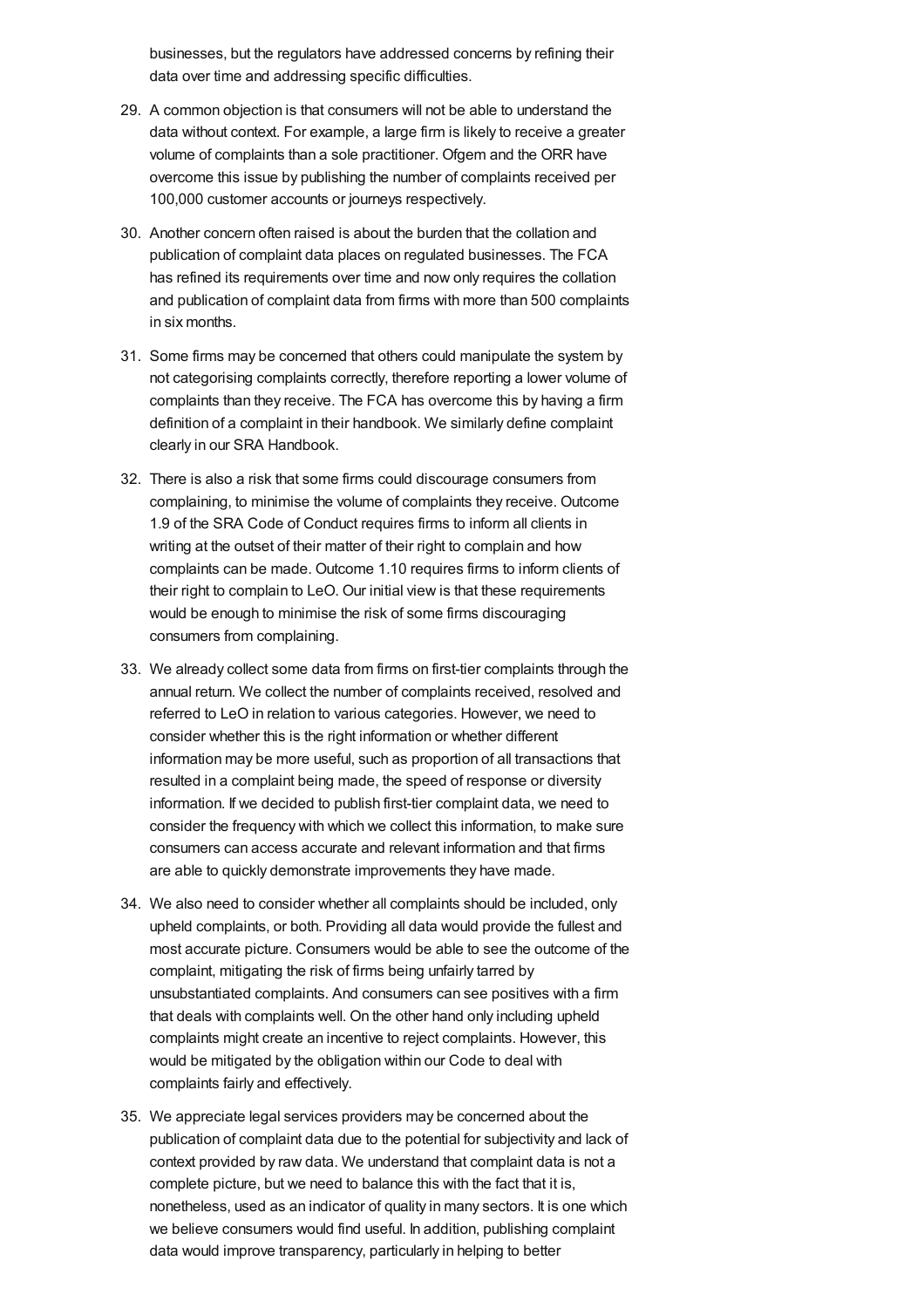businesses, but the regulators have addressed concerns by refining their data over time and addressing specific difficulties.

29. A common objection is that consumers will not be able to understand the data without context. For example, a large firm is likely to receive a greater volume of complaints than a sole practitioner. Ofgem and the ORR have overcome this issue by publishing the number of complaints received per 100,000 customer accounts or journeys respectively.

30. Another concern often raised is about the burden that the collation and publication of complaint data places on regulated businesses. The FCA has refined its requirements over time and now only requires the collation and publication of complaint data from firms with more than 500 complaints in six months.

31. Some firms may be concerned that others could manipulate the system by not categorising complaints correctly, therefore reporting a lower volume of complaints than they receive. The FCA has overcome this by having a firm definition of a complaint in their handbook. We similarly define complaint clearly in our SRA Handbook.

32. There is also a risk that some firms could discourage consumers from complaining, to minimise the volume of complaints they receive. Outcome 1.9 of the SRA Code of Conduct requires firms to inform all clients in writing at the outset of their matter of their right to complain and how complaints can be made. Outcome 1.10 requires firms to inform clients of their right to complain to LeO. Our initial view is that these requirements would be enough to minimise the risk of some firms discouraging consumers from complaining.

33. We already collect some data from firms on first-tier complaints through the annual return. We collect the number of complaints received, resolved and referred to LeO in relation to various categories. However, we need to consider whether this is the right information or whether different information may be more useful, such as proportion of all transactions that resulted in a complaint being made, the speed of response or diversity information. If we decided to publish first-tier complaint data, we need to consider the frequency with which we collect this information, to make sure consumers can access accurate and relevant information and that firms are able to quickly demonstrate improvements they have made.

34. We also need to consider whether all complaints should be included, only upheld complaints, or both. Providing all data would provide the fullest and most accurate picture. Consumers would be able to see the outcome of the complaint, mitigating the risk of firms being unfairly tarred by unsubstantiated complaints. And consumers can see positives with a firm that deals with complaints well. On the other hand only including upheld complaints might create an incentive to reject complaints. However, this would be mitigated by the obligation within our Code to deal with complaints fairly and effectively.

35. We appreciate legal services providers may be concerned about the publication of complaint data due to the potential for subjectivity and lack of context provided by raw data. We understand that complaint data is not a complete picture, but we need to balance this with the fact that it is, nonetheless, used as an indicator of quality in many sectors. It is one which we believe consumers would find useful. In addition, publishing complaint data would improve transparency, particularly in helping to better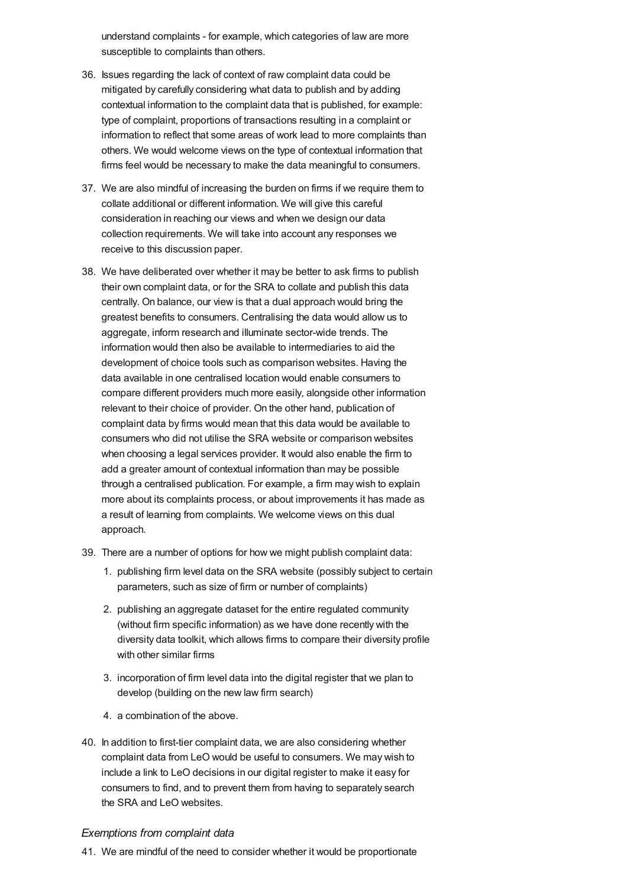understand complaints - for example, which categories of law are more susceptible to complaints than others.

36. Issues regarding the lack of context of raw complaint data could be mitigated by carefully considering what data to publish and by adding contextual information to the complaint data that is published, for example: type of complaint, proportions of transactions resulting in a complaint or information to reflect that some areas of work lead to more complaints than others. We would welcome views on the type of contextual information that firms feel would be necessary to make the data meaningful to consumers.

37. We are also mindful of increasing the burden on firms if we require them to collate additional or different information. We will give this careful consideration in reaching our views and when we design our data collection requirements. We will take into account any responses we receive to this discussion paper.

38. We have deliberated over whether it may be better to ask firms to publish their own complaint data, or for the SRA to collate and publish this data centrally. On balance, our view is that a dual approach would bring the greatest benefits to consumers. Centralising the data would allow us to aggregate, inform research and illuminate sector-wide trends. The information would then also be available to intermediaries to aid the development of choice tools such as comparison websites. Having the data available in one centralised location would enable consumers to compare different providers much more easily, alongside other information relevant to their choice of provider. On the other hand, publication of complaint data by firms would mean that this data would be available to consumers who did not utilise the SRA website or comparison websites when choosing a legal services provider. It would also enable the firm to add a greater amount of contextual information than may be possible through a centralised publication. For example, a firm may wish to explain more about its complaints process, or about improvements it has made as a result of learning from complaints. We welcome views on this dual approach.

39. There are a number of options for how we might publish complaint data:

    1. publishing firm level data on the SRA website (possibly subject to certain parameters, such as size of firm or number of complaints)
    2. publishing an aggregate dataset for the entire regulated community (without firm specific information) as we have done recently with the diversity data toolkit, which allows firms to compare their diversity profile with other similar firms
    3. incorporation of firm level data into the digital register that we plan to develop (building on the new law firm search)
    4. a combination of the above.

40. In addition to first-tier complaint data, we are also considering whether complaint data from LeO would be useful to consumers. We may wish to include a link to LeO decisions in our digital register to make it easy for consumers to find, and to prevent them from having to separately search the SRA and LeO websites.

### *Exemptions from complaint data*

41. We are mindful of the need to consider whether it would be proportionate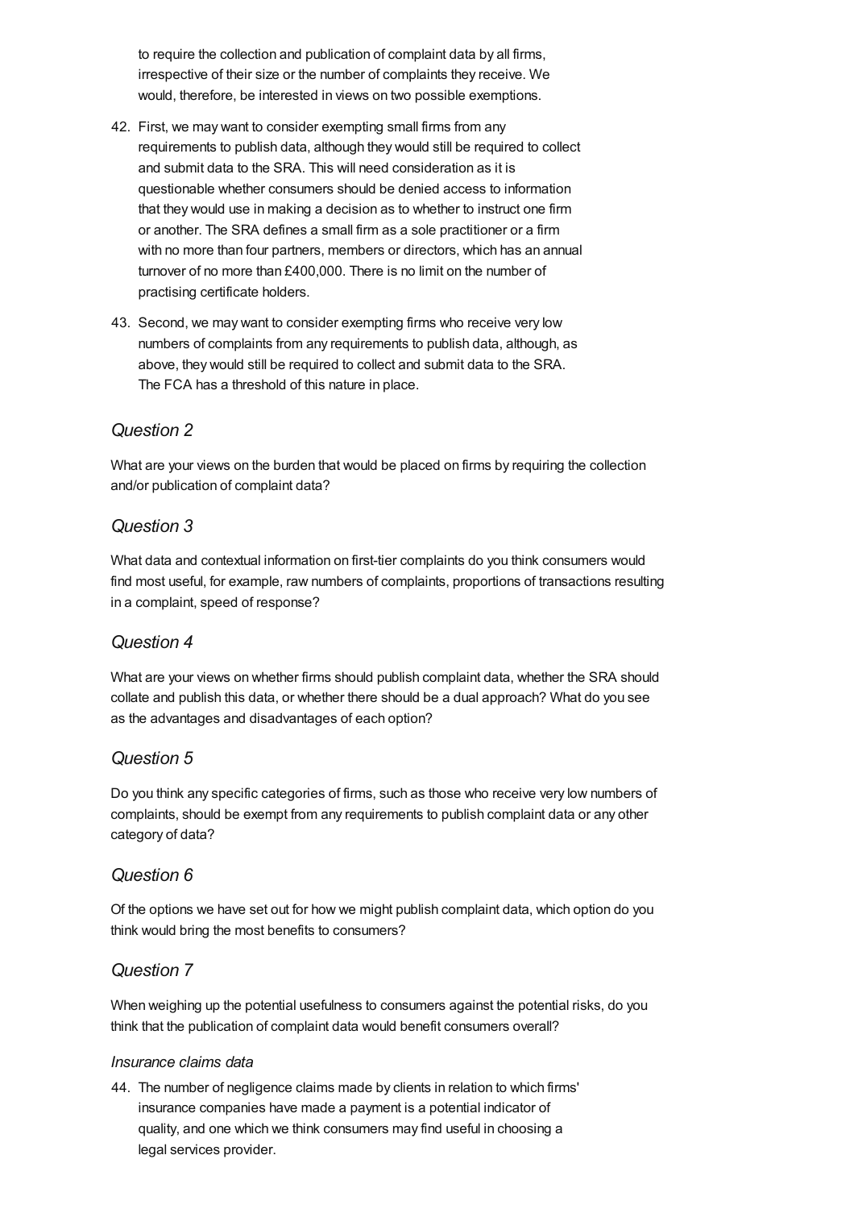to require the collection and publication of complaint data by all firms, irrespective of their size or the number of complaints they receive. We would, therefore, be interested in views on two possible exemptions.

42. First, we may want to consider exempting small firms from any requirements to publish data, although they would still be required to collect and submit data to the SRA. This will need consideration as it is questionable whether consumers should be denied access to information that they would use in making a decision as to whether to instruct one firm or another. The SRA defines a small firm as a sole practitioner or a firm with no more than four partners, members or directors, which has an annual turnover of no more than £400,000. There is no limit on the number of practising certificate holders.
43. Second, we may want to consider exempting firms who receive very low numbers of complaints from any requirements to publish data, although, as above, they would still be required to collect and submit data to the SRA. The FCA has a threshold of this nature in place.

### *Question 2*

What are your views on the burden that would be placed on firms by requiring the collection and/or publication of complaint data?

### *Question 3*

What data and contextual information on first-tier complaints do you think consumers would find most useful, for example, raw numbers of complaints, proportions of transactions resulting in a complaint, speed of response?

### *Question 4*

What are your views on whether firms should publish complaint data, whether the SRA should collate and publish this data, or whether there should be a dual approach? What do you see as the advantages and disadvantages of each option?

### *Question 5*

Do you think any specific categories of firms, such as those who receive very low numbers of complaints, should be exempt from any requirements to publish complaint data or any other category of data?

### *Question 6*

Of the options we have set out for how we might publish complaint data, which option do you think would bring the most benefits to consumers?

### *Question 7*

When weighing up the potential usefulness to consumers against the potential risks, do you think that the publication of complaint data would benefit consumers overall?

#### *Insurance claims data*

44. The number of negligence claims made by clients in relation to which firms' insurance companies have made a payment is a potential indicator of quality, and one which we think consumers may find useful in choosing a legal services provider.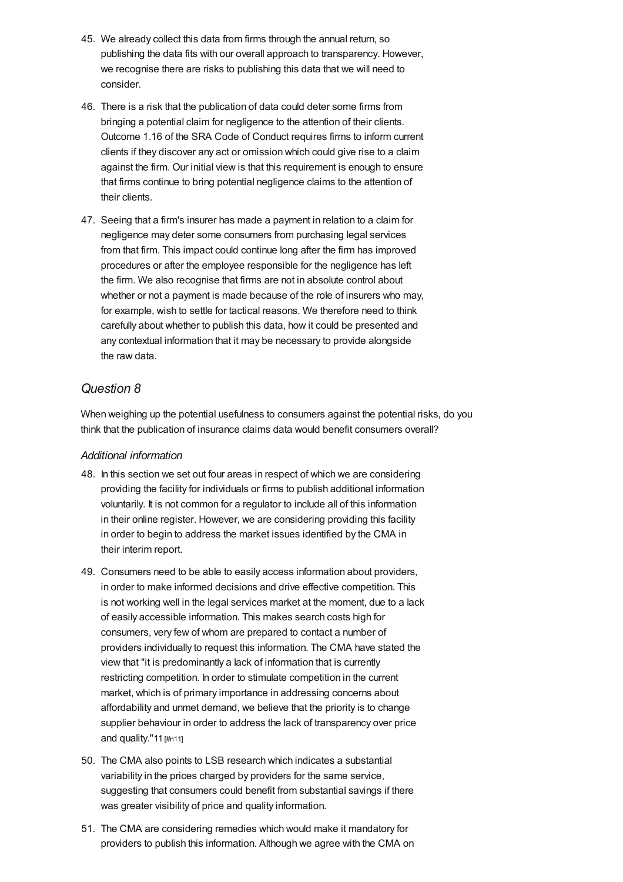45. We already collect this data from firms through the annual return, so publishing the data fits with our overall approach to transparency. However, we recognise there are risks to publishing this data that we will need to consider.

46. There is a risk that the publication of data could deter some firms from bringing a potential claim for negligence to the attention of their clients. Outcome 1.16 of the SRA Code of Conduct requires firms to inform current clients if they discover any act or omission which could give rise to a claim against the firm. Our initial view is that this requirement is enough to ensure that firms continue to bring potential negligence claims to the attention of their clients.

47. Seeing that a firm's insurer has made a payment in relation to a claim for negligence may deter some consumers from purchasing legal services from that firm. This impact could continue long after the firm has improved procedures or after the employee responsible for the negligence has left the firm. We also recognise that firms are not in absolute control about whether or not a payment is made because of the role of insurers who may, for example, wish to settle for tactical reasons. We therefore need to think carefully about whether to publish this data, how it could be presented and any contextual information that it may be necessary to provide alongside the raw data.

## *Question 8*

When weighing up the potential usefulness to consumers against the potential risks, do you think that the publication of insurance claims data would benefit consumers overall?

### *Additional information*

48. In this section we set out four areas in respect of which we are considering providing the facility for individuals or firms to publish additional information voluntarily. It is not common for a regulator to include all of this information in their online register. However, we are considering providing this facility in order to begin to address the market issues identified by the CMA in their interim report.

49. Consumers need to be able to easily access information about providers, in order to make informed decisions and drive effective competition. This is not working well in the legal services market at the moment, due to a lack of easily accessible information. This makes search costs high for consumers, very few of whom are prepared to contact a number of providers individually to request this information. The CMA have stated the view that "it is predominantly a lack of information that is currently restricting competition. In order to stimulate competition in the current market, which is of primary importance in addressing concerns about affordability and unmet demand, we believe that the priority is to change supplier behaviour in order to address the lack of transparency over price and quality."11 [#n11]

50. The CMA also points to LSB research which indicates a substantial variability in the prices charged by providers for the same service, suggesting that consumers could benefit from substantial savings if there was greater visibility of price and quality information.

51. The CMA are considering remedies which would make it mandatory for providers to publish this information. Although we agree with the CMA on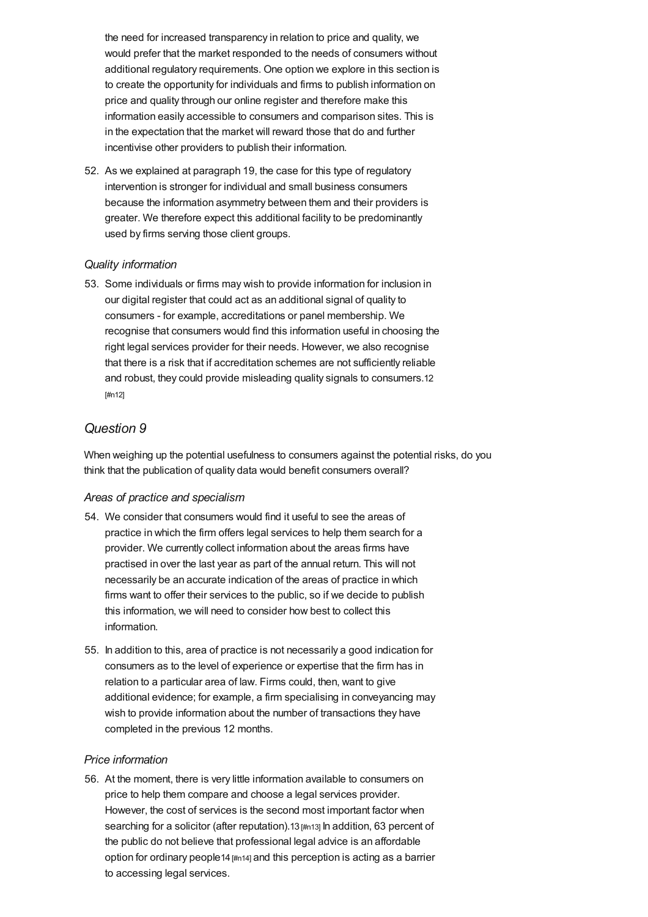the need for increased transparency in relation to price and quality, we would prefer that the market responded to the needs of consumers without additional regulatory requirements. One option we explore in this section is to create the opportunity for individuals and firms to publish information on price and quality through our online register and therefore make this information easily accessible to consumers and comparison sites. This is in the expectation that the market will reward those that do and further incentivise other providers to publish their information.

52. As we explained at paragraph 19, the case for this type of regulatory intervention is stronger for individual and small business consumers because the information asymmetry between them and their providers is greater. We therefore expect this additional facility to be predominantly used by firms serving those client groups.

### *Quality information*

53. Some individuals or firms may wish to provide information for inclusion in our digital register that could act as an additional signal of quality to consumers - for example, accreditations or panel membership. We recognise that consumers would find this information useful in choosing the right legal services provider for their needs. However, we also recognise that there is a risk that if accreditation schemes are not sufficiently reliable and robust, they could provide misleading quality signals to consumers.[12] [#n12]

## *Question 9*

When weighing up the potential usefulness to consumers against the potential risks, do you think that the publication of quality data would benefit consumers overall?

### *Areas of practice and specialism*

54. We consider that consumers would find it useful to see the areas of practice in which the firm offers legal services to help them search for a provider. We currently collect information about the areas firms have practised in over the last year as part of the annual return. This will not necessarily be an accurate indication of the areas of practice in which firms want to offer their services to the public, so if we decide to publish this information, we will need to consider how best to collect this information.

55. In addition to this, area of practice is not necessarily a good indication for consumers as to the level of experience or expertise that the firm has in relation to a particular area of law. Firms could, then, want to give additional evidence; for example, a firm specialising in conveyancing may wish to provide information about the number of transactions they have completed in the previous 12 months.

### *Price information*

56. At the moment, there is very little information available to consumers on price to help them compare and choose a legal services provider. However, the cost of services is the second most important factor when searching for a solicitor (after reputation).[13] [#n13] In addition, 63 percent of the public do not believe that professional legal advice is an affordable option for ordinary people[14] [#n14] and this perception is acting as a barrier to accessing legal services.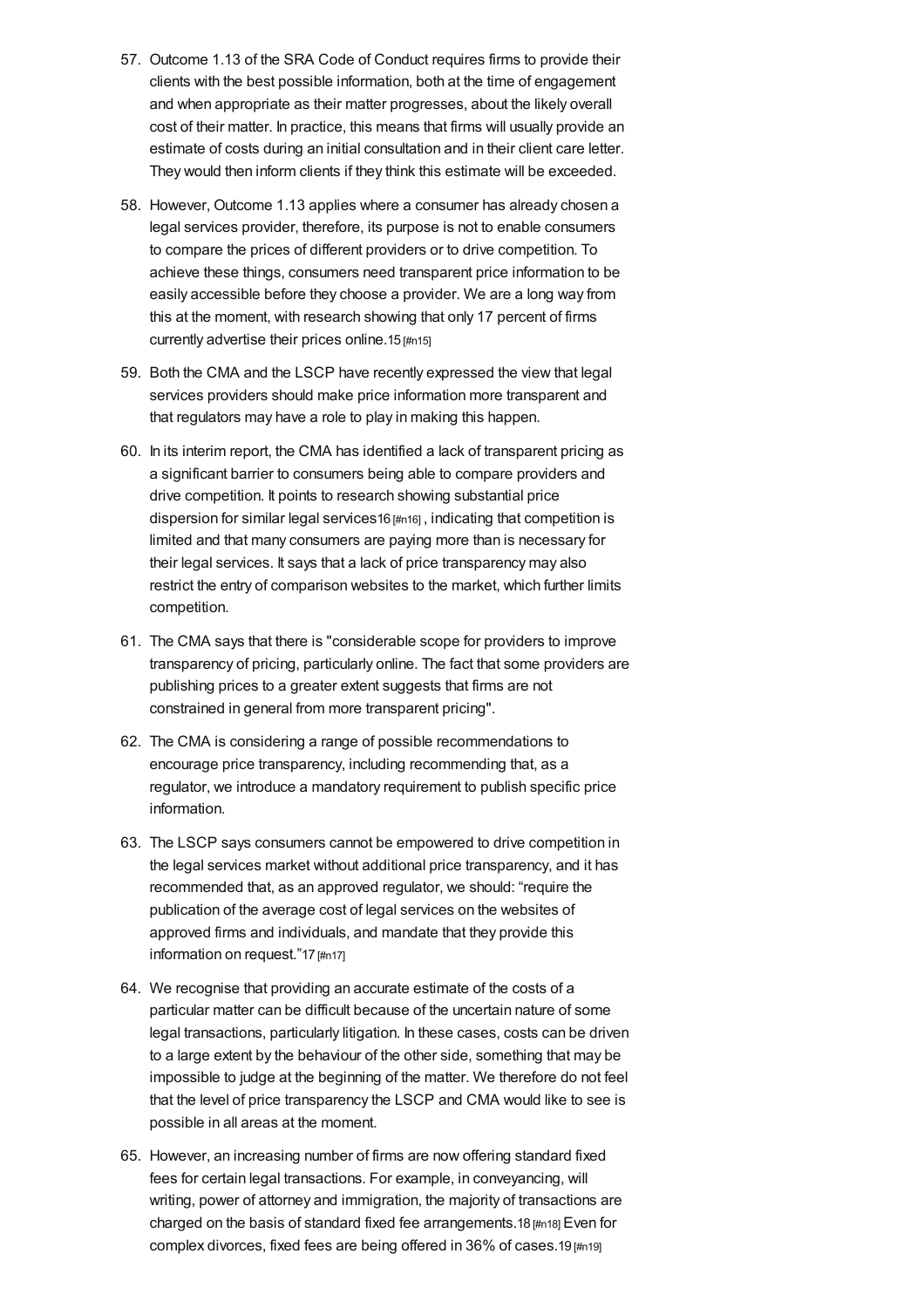57. Outcome 1.13 of the SRA Code of Conduct requires firms to provide their clients with the best possible information, both at the time of engagement and when appropriate as their matter progresses, about the likely overall cost of their matter. In practice, this means that firms will usually provide an estimate of costs during an initial consultation and in their client care letter. They would then inform clients if they think this estimate will be exceeded.

58. However, Outcome 1.13 applies where a consumer has already chosen a legal services provider, therefore, its purpose is not to enable consumers to compare the prices of different providers or to drive competition. To achieve these things, consumers need transparent price information to be easily accessible before they choose a provider. We are a long way from this at the moment, with research showing that only 17 percent of firms currently advertise their prices online.[15]

59. Both the CMA and the LSCP have recently expressed the view that legal services providers should make price information more transparent and that regulators may have a role to play in making this happen.

60. In its interim report, the CMA has identified a lack of transparent pricing as a significant barrier to consumers being able to compare providers and drive competition. It points to research showing substantial price dispersion for similar legal services[16], indicating that competition is limited and that many consumers are paying more than is necessary for their legal services. It says that a lack of price transparency may also restrict the entry of comparison websites to the market, which further limits competition.

61. The CMA says that there is "considerable scope for providers to improve transparency of pricing, particularly online. The fact that some providers are publishing prices to a greater extent suggests that firms are not constrained in general from more transparent pricing".

62. The CMA is considering a range of possible recommendations to encourage price transparency, including recommending that, as a regulator, we introduce a mandatory requirement to publish specific price information.

63. The LSCP says consumers cannot be empowered to drive competition in the legal services market without additional price transparency, and it has recommended that, as an approved regulator, we should: "require the publication of the average cost of legal services on the websites of approved firms and individuals, and mandate that they provide this information on request."[17]

64. We recognise that providing an accurate estimate of the costs of a particular matter can be difficult because of the uncertain nature of some legal transactions, particularly litigation. In these cases, costs can be driven to a large extent by the behaviour of the other side, something that may be impossible to judge at the beginning of the matter. We therefore do not feel that the level of price transparency the LSCP and CMA would like to see is possible in all areas at the moment.

65. However, an increasing number of firms are now offering standard fixed fees for certain legal transactions. For example, in conveyancing, will writing, power of attorney and immigration, the majority of transactions are charged on the basis of standard fixed fee arrangements.[18] Even for complex divorces, fixed fees are being offered in 36% of cases.[19]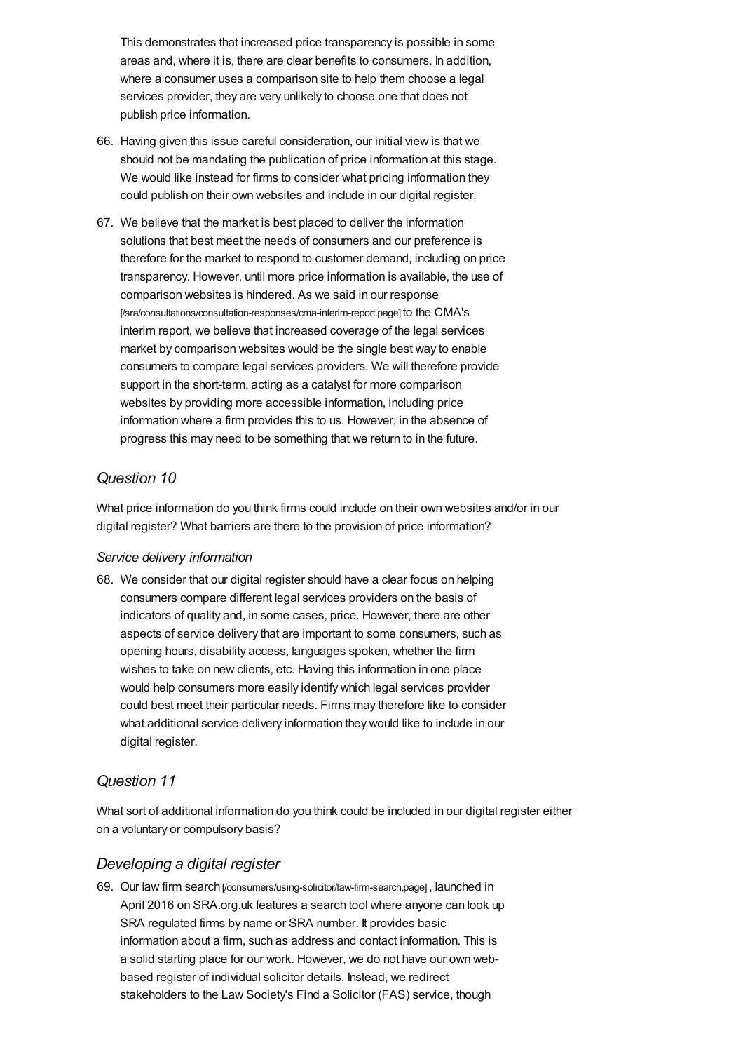This demonstrates that increased price transparency is possible in some areas and, where it is, there are clear benefits to consumers. In addition, where a consumer uses a comparison site to help them choose a legal services provider, they are very unlikely to choose one that does not publish price information.

66. Having given this issue careful consideration, our initial view is that we should not be mandating the publication of price information at this stage. We would like instead for firms to consider what pricing information they could publish on their own websites and include in our digital register.

67. We believe that the market is best placed to deliver the information solutions that best meet the needs of consumers and our preference is therefore for the market to respond to customer demand, including on price transparency. However, until more price information is available, the use of comparison websites is hindered. As we said in our response [/sra/consultations/consultation-responses/cma-interim-report.page] to the CMA's interim report, we believe that increased coverage of the legal services market by comparison websites would be the single best way to enable consumers to compare legal services providers. We will therefore provide support in the short-term, acting as a catalyst for more comparison websites by providing more accessible information, including price information where a firm provides this to us. However, in the absence of progress this may need to be something that we return to in the future.

## *Question 10*

What price information do you think firms could include on their own websites and/or in our digital register? What barriers are there to the provision of price information?

### *Service delivery information*

68. We consider that our digital register should have a clear focus on helping consumers compare different legal services providers on the basis of indicators of quality and, in some cases, price. However, there are other aspects of service delivery that are important to some consumers, such as opening hours, disability access, languages spoken, whether the firm wishes to take on new clients, etc. Having this information in one place would help consumers more easily identify which legal services provider could best meet their particular needs. Firms may therefore like to consider what additional service delivery information they would like to include in our digital register.

## *Question 11*

What sort of additional information do you think could be included in our digital register either on a voluntary or compulsory basis?

## *Developing a digital register*

69. Our law firm search [/consumers/using-solicitor/law-firm-search.page] , launched in April 2016 on SRA.org.uk features a search tool where anyone can look up SRA regulated firms by name or SRA number. It provides basic information about a firm, such as address and contact information. This is a solid starting place for our work. However, we do not have our own web-based register of individual solicitor details. Instead, we redirect stakeholders to the Law Society's Find a Solicitor (FAS) service, though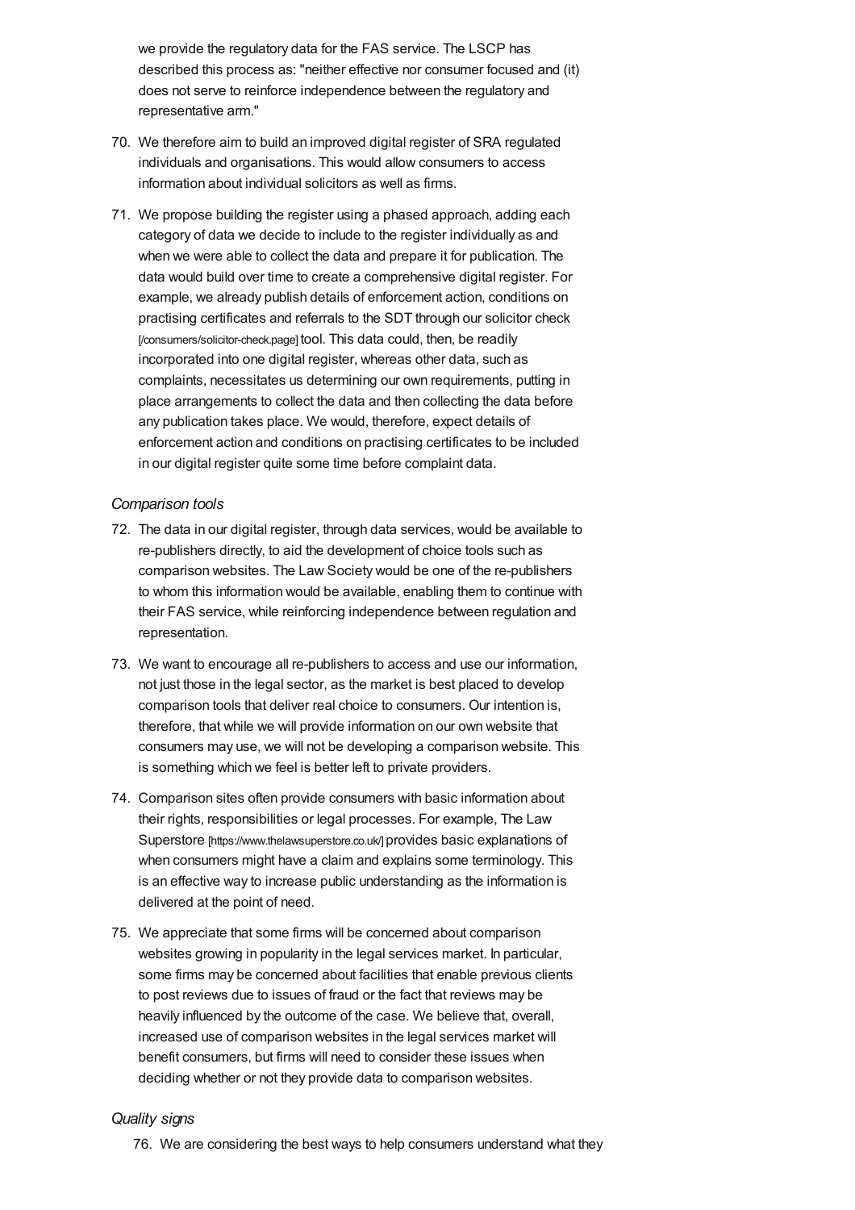we provide the regulatory data for the FAS service. The LSCP has described this process as: "neither effective nor consumer focused and (it) does not serve to reinforce independence between the regulatory and representative arm."

70. We therefore aim to build an improved digital register of SRA regulated individuals and organisations. This would allow consumers to access information about individual solicitors as well as firms.

71. We propose building the register using a phased approach, adding each category of data we decide to include to the register individually as and when we were able to collect the data and prepare it for publication. The data would build over time to create a comprehensive digital register. For example, we already publish details of enforcement action, conditions on practising certificates and referrals to the SDT through our solicitor check [/consumers/solicitor-check.page] tool. This data could, then, be readily incorporated into one digital register, whereas other data, such as complaints, necessitates us determining our own requirements, putting in place arrangements to collect the data and then collecting the data before any publication takes place. We would, therefore, expect details of enforcement action and conditions on practising certificates to be included in our digital register quite some time before complaint data.

### *Comparison tools*

72. The data in our digital register, through data services, would be available to re-publishers directly, to aid the development of choice tools such as comparison websites. The Law Society would be one of the re-publishers to whom this information would be available, enabling them to continue with their FAS service, while reinforcing independence between regulation and representation.

73. We want to encourage all re-publishers to access and use our information, not just those in the legal sector, as the market is best placed to develop comparison tools that deliver real choice to consumers. Our intention is, therefore, that while we will provide information on our own website that consumers may use, we will not be developing a comparison website. This is something which we feel is better left to private providers.

74. Comparison sites often provide consumers with basic information about their rights, responsibilities or legal processes. For example, The Law Superstore [https://www.thelawsuperstore.co.uk/] provides basic explanations of when consumers might have a claim and explains some terminology. This is an effective way to increase public understanding as the information is delivered at the point of need.

75. We appreciate that some firms will be concerned about comparison websites growing in popularity in the legal services market. In particular, some firms may be concerned about facilities that enable previous clients to post reviews due to issues of fraud or the fact that reviews may be heavily influenced by the outcome of the case. We believe that, overall, increased use of comparison websites in the legal services market will benefit consumers, but firms will need to consider these issues when deciding whether or not they provide data to comparison websites.

### *Quality signs*

76. We are considering the best ways to help consumers understand what they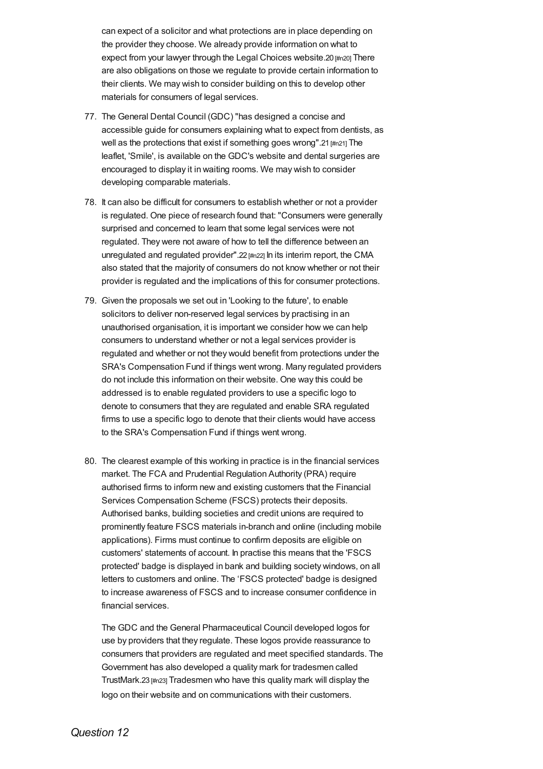can expect of a solicitor and what protections are in place depending on the provider they choose. We already provide information on what to expect from your lawyer through the Legal Choices website.20 [#n20] There are also obligations on those we regulate to provide certain information to their clients. We may wish to consider building on this to develop other materials for consumers of legal services.

77. The General Dental Council (GDC) "has designed a concise and accessible guide for consumers explaining what to expect from dentists, as well as the protections that exist if something goes wrong".21 [#n21] The leaflet, 'Smile', is available on the GDC's website and dental surgeries are encouraged to display it in waiting rooms. We may wish to consider developing comparable materials.

78. It can also be difficult for consumers to establish whether or not a provider is regulated. One piece of research found that: "Consumers were generally surprised and concerned to learn that some legal services were not regulated. They were not aware of how to tell the difference between an unregulated and regulated provider".22 [#n22] In its interim report, the CMA also stated that the majority of consumers do not know whether or not their provider is regulated and the implications of this for consumer protections.

79. Given the proposals we set out in 'Looking to the future', to enable solicitors to deliver non-reserved legal services by practising in an unauthorised organisation, it is important we consider how we can help consumers to understand whether or not a legal services provider is regulated and whether or not they would benefit from protections under the SRA's Compensation Fund if things went wrong. Many regulated providers do not include this information on their website. One way this could be addressed is to enable regulated providers to use a specific logo to denote to consumers that they are regulated and enable SRA regulated firms to use a specific logo to denote that their clients would have access to the SRA's Compensation Fund if things went wrong.

80. The clearest example of this working in practice is in the financial services market. The FCA and Prudential Regulation Authority (PRA) require authorised firms to inform new and existing customers that the Financial Services Compensation Scheme (FSCS) protects their deposits. Authorised banks, building societies and credit unions are required to prominently feature FSCS materials in-branch and online (including mobile applications). Firms must continue to confirm deposits are eligible on customers' statements of account. In practise this means that the 'FSCS protected' badge is displayed in bank and building society windows, on all letters to customers and online. The 'FSCS protected' badge is designed to increase awareness of FSCS and to increase consumer confidence in financial services.

    The GDC and the General Pharmaceutical Council developed logos for use by providers that they regulate. These logos provide reassurance to consumers that providers are regulated and meet specified standards. The Government has also developed a quality mark for tradesmen called TrustMark.23 [#n23] Tradesmen who have this quality mark will display the logo on their website and on communications with their customers.

*Question 12*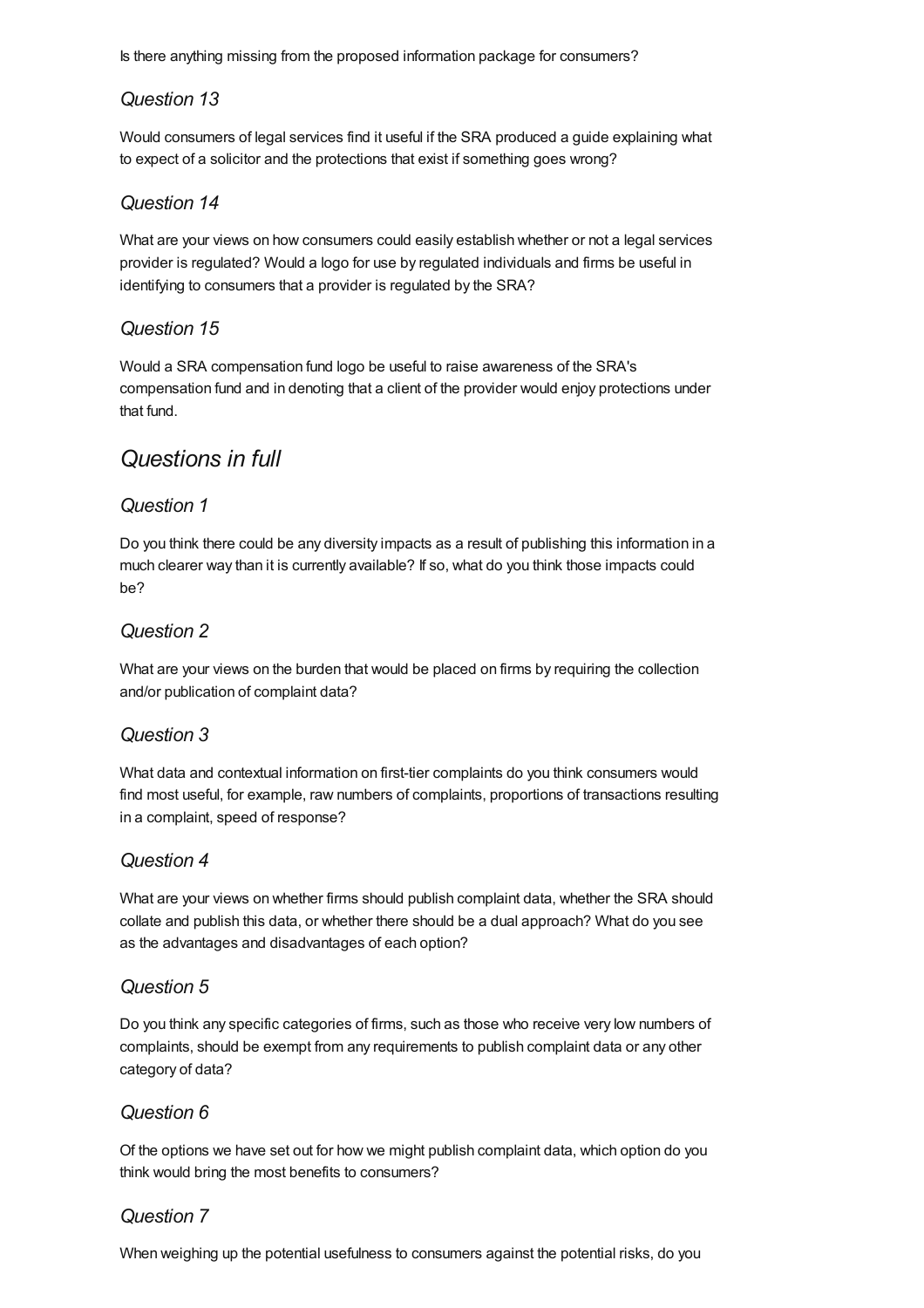Is there anything missing from the proposed information package for consumers?

### Question 13

Would consumers of legal services find it useful if the SRA produced a guide explaining what to expect of a solicitor and the protections that exist if something goes wrong?

### Question 14

What are your views on how consumers could easily establish whether or not a legal services provider is regulated? Would a logo for use by regulated individuals and firms be useful in identifying to consumers that a provider is regulated by the SRA?

### Question 15

Would a SRA compensation fund logo be useful to raise awareness of the SRA's compensation fund and in denoting that a client of the provider would enjoy protections under that fund.

## Questions in full

### Question 1

Do you think there could be any diversity impacts as a result of publishing this information in a much clearer way than it is currently available? If so, what do you think those impacts could be?

### Question 2

What are your views on the burden that would be placed on firms by requiring the collection and/or publication of complaint data?

### Question 3

What data and contextual information on first-tier complaints do you think consumers would find most useful, for example, raw numbers of complaints, proportions of transactions resulting in a complaint, speed of response?

### Question 4

What are your views on whether firms should publish complaint data, whether the SRA should collate and publish this data, or whether there should be a dual approach? What do you see as the advantages and disadvantages of each option?

### Question 5

Do you think any specific categories of firms, such as those who receive very low numbers of complaints, should be exempt from any requirements to publish complaint data or any other category of data?

### Question 6

Of the options we have set out for how we might publish complaint data, which option do you think would bring the most benefits to consumers?

### Question 7

When weighing up the potential usefulness to consumers against the potential risks, do you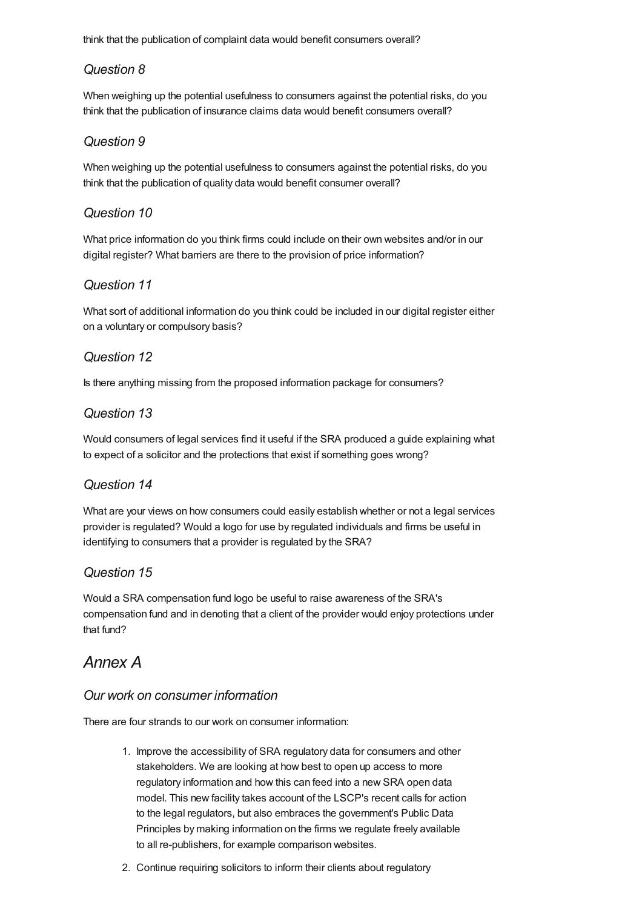think that the publication of complaint data would benefit consumers overall?

### *Question 8*

When weighing up the potential usefulness to consumers against the potential risks, do you think that the publication of insurance claims data would benefit consumers overall?

### *Question 9*

When weighing up the potential usefulness to consumers against the potential risks, do you think that the publication of quality data would benefit consumer overall?

### *Question 10*

What price information do you think firms could include on their own websites and/or in our digital register? What barriers are there to the provision of price information?

### *Question 11*

What sort of additional information do you think could be included in our digital register either on a voluntary or compulsory basis?

### *Question 12*

Is there anything missing from the proposed information package for consumers?

### *Question 13*

Would consumers of legal services find it useful if the SRA produced a guide explaining what to expect of a solicitor and the protections that exist if something goes wrong?

### *Question 14*

What are your views on how consumers could easily establish whether or not a legal services provider is regulated? Would a logo for use by regulated individuals and firms be useful in identifying to consumers that a provider is regulated by the SRA?

### *Question 15*

Would a SRA compensation fund logo be useful to raise awareness of the SRA's compensation fund and in denoting that a client of the provider would enjoy protections under that fund?

## *Annex A*

### *Our work on consumer information*

There are four strands to our work on consumer information:

1. Improve the accessibility of SRA regulatory data for consumers and other stakeholders. We are looking at how best to open up access to more regulatory information and how this can feed into a new SRA open data model. This new facility takes account of the LSCP's recent calls for action to the legal regulators, but also embraces the government's Public Data Principles by making information on the firms we regulate freely available to all re-publishers, for example comparison websites.
2. Continue requiring solicitors to inform their clients about regulatory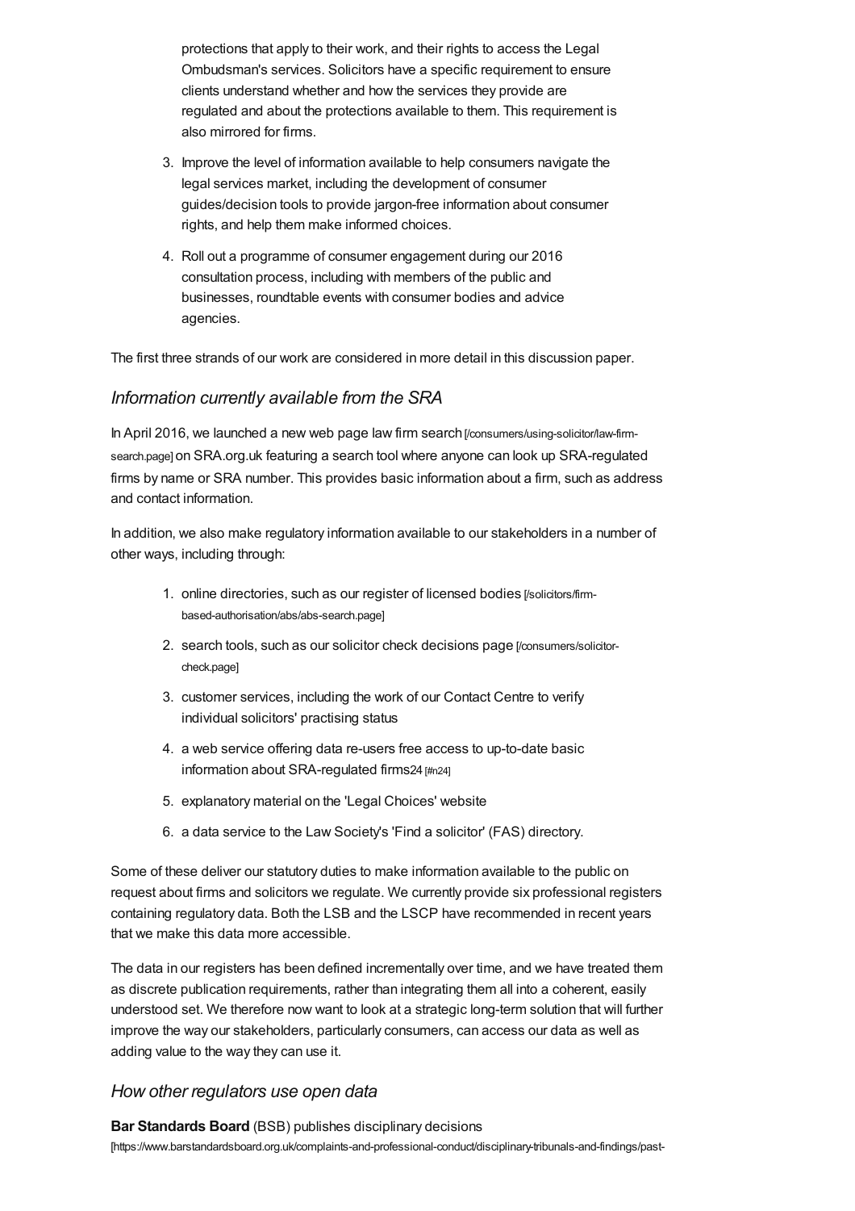protections that apply to their work, and their rights to access the Legal Ombudsman's services. Solicitors have a specific requirement to ensure clients understand whether and how the services they provide are regulated and about the protections available to them. This requirement is also mirrored for firms.

3. Improve the level of information available to help consumers navigate the legal services market, including the development of consumer guides/decision tools to provide jargon-free information about consumer rights, and help them make informed choices.
4. Roll out a programme of consumer engagement during our 2016 consultation process, including with members of the public and businesses, roundtable events with consumer bodies and advice agencies.

The first three strands of our work are considered in more detail in this discussion paper.

### *Information currently available from the SRA*

In April 2016, we launched a new web page law firm search [/consumers/using-solicitor/law-firm-search.page] on SRA.org.uk featuring a search tool where anyone can look up SRA-regulated firms by name or SRA number. This provides basic information about a firm, such as address and contact information.

In addition, we also make regulatory information available to our stakeholders in a number of other ways, including through:

1. online directories, such as our register of licensed bodies [/solicitors/firm-based-authorisation/abs/abs-search.page]
2. search tools, such as our solicitor check decisions page [/consumers/solicitor-check.page]
3. customer services, including the work of our Contact Centre to verify individual solicitors' practising status
4. a web service offering data re-users free access to up-to-date basic information about SRA-regulated firms24 [#n24]
5. explanatory material on the 'Legal Choices' website
6. a data service to the Law Society's 'Find a solicitor' (FAS) directory.

Some of these deliver our statutory duties to make information available to the public on request about firms and solicitors we regulate. We currently provide six professional registers containing regulatory data. Both the LSB and the LSCP have recommended in recent years that we make this data more accessible.

The data in our registers has been defined incrementally over time, and we have treated them as discrete publication requirements, rather than integrating them all into a coherent, easily understood set. We therefore now want to look at a strategic long-term solution that will further improve the way our stakeholders, particularly consumers, can access our data as well as adding value to the way they can use it.

### *How other regulators use open data*

**Bar Standards Board** (BSB) publishes disciplinary decisions [https://www.barstandardsboard.org.uk/complaints-and-professional-conduct/disciplinary-tribunals-and-findings/past-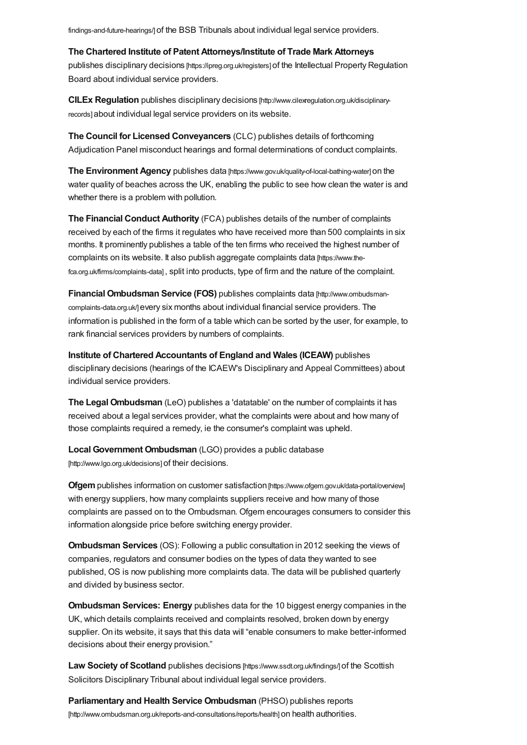findings-and-future-hearings/] of the BSB Tribunals about individual legal service providers.

**The Chartered Institute of Patent Attorneys/Institute of Trade Mark Attorneys** publishes disciplinary decisions [https://ipreg.org.uk/registers] of the Intellectual Property Regulation Board about individual service providers.

**CILEx Regulation** publishes disciplinary decisions [http://www.cilexregulation.org.uk/disciplinary-records] about individual legal service providers on its website.

**The Council for Licensed Conveyancers** (CLC) publishes details of forthcoming Adjudication Panel misconduct hearings and formal determinations of conduct complaints.

**The Environment Agency** publishes data [https://www.gov.uk/quality-of-local-bathing-water] on the water quality of beaches across the UK, enabling the public to see how clean the water is and whether there is a problem with pollution.

**The Financial Conduct Authority** (FCA) publishes details of the number of complaints received by each of the firms it regulates who have received more than 500 complaints in six months. It prominently publishes a table of the ten firms who received the highest number of complaints on its website. It also publish aggregate complaints data [https://www.the-fca.org.uk/firms/complaints-data] , split into products, type of firm and the nature of the complaint.

**Financial Ombudsman Service (FOS)** publishes complaints data [http://www.ombudsman-complaints-data.org.uk/] every six months about individual financial service providers. The information is published in the form of a table which can be sorted by the user, for example, to rank financial services providers by numbers of complaints.

**Institute of Chartered Accountants of England and Wales (ICEAW)** publishes disciplinary decisions (hearings of the ICAEW's Disciplinary and Appeal Committees) about individual service providers.

**The Legal Ombudsman** (LeO) publishes a 'datatable' on the number of complaints it has received about a legal services provider, what the complaints were about and how many of those complaints required a remedy, ie the consumer's complaint was upheld.

**Local Government Ombudsman** (LGO) provides a public database [http://www.lgo.org.uk/decisions] of their decisions.

**Ofgem** publishes information on customer satisfaction [https://www.ofgem.gov.uk/data-portal/overview] with energy suppliers, how many complaints suppliers receive and how many of those complaints are passed on to the Ombudsman. Ofgem encourages consumers to consider this information alongside price before switching energy provider.

**Ombudsman Services** (OS): Following a public consultation in 2012 seeking the views of companies, regulators and consumer bodies on the types of data they wanted to see published, OS is now publishing more complaints data. The data will be published quarterly and divided by business sector.

**Ombudsman Services: Energy** publishes data for the 10 biggest energy companies in the UK, which details complaints received and complaints resolved, broken down by energy supplier. On its website, it says that this data will "enable consumers to make better-informed decisions about their energy provision."

**Law Society of Scotland** publishes decisions [https://www.ssdt.org.uk/findings/] of the Scottish Solicitors Disciplinary Tribunal about individual legal service providers.

**Parliamentary and Health Service Ombudsman** (PHSO) publishes reports [http://www.ombudsman.org.uk/reports-and-consultations/reports/health] on health authorities.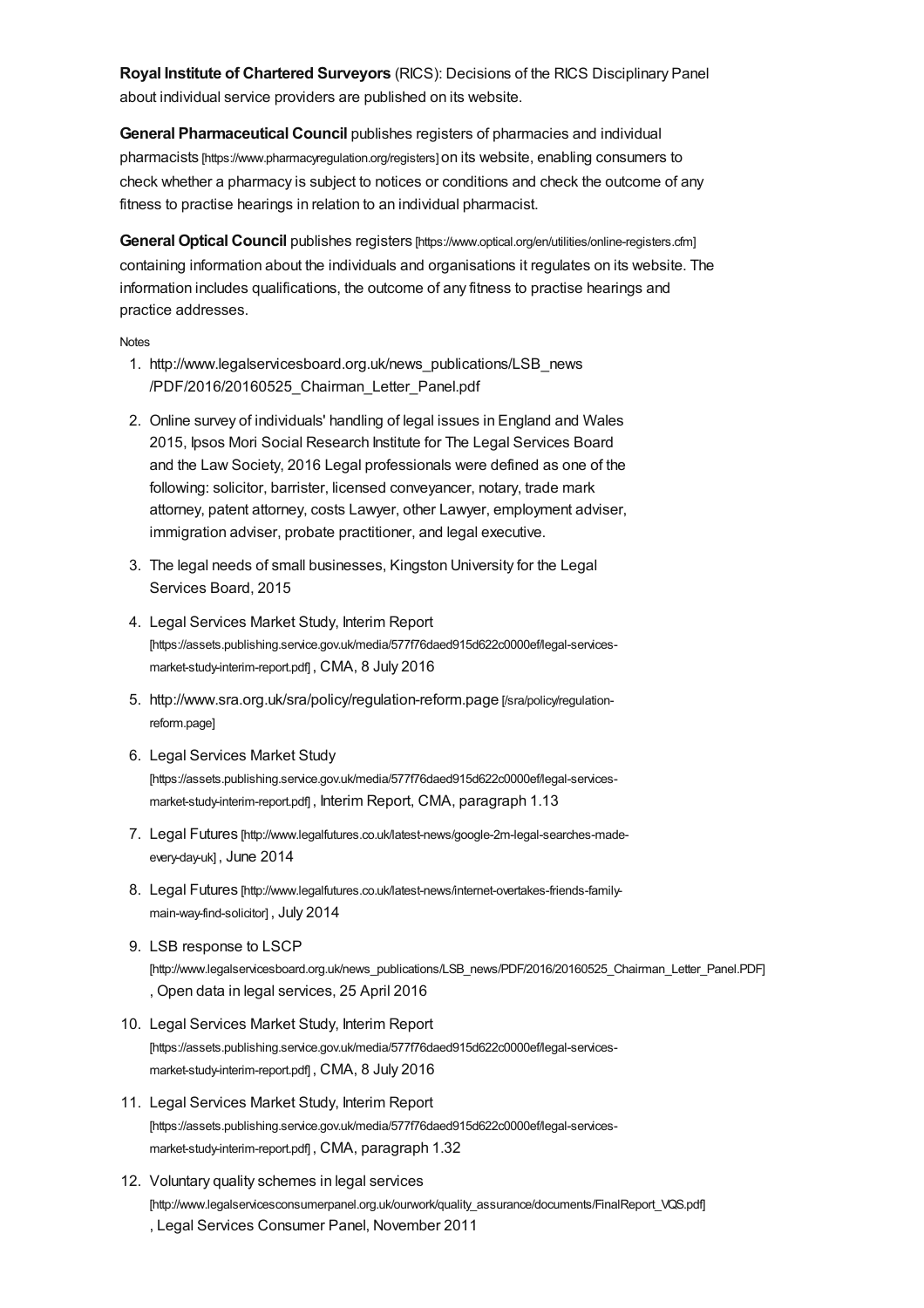**Royal Institute of Chartered Surveyors** (RICS): Decisions of the RICS Disciplinary Panel about individual service providers are published on its website.

**General Pharmaceutical Council** publishes registers of pharmacies and individual pharmacists [https://www.pharmacyregulation.org/registers] on its website, enabling consumers to check whether a pharmacy is subject to notices or conditions and check the outcome of any fitness to practise hearings in relation to an individual pharmacist.

**General Optical Council** publishes registers [https://www.optical.org/en/utilities/online-registers.cfm] containing information about the individuals and organisations it regulates on its website. The information includes qualifications, the outcome of any fitness to practise hearings and practice addresses.

Notes

1. http://www.legalservicesboard.org.uk/news_publications/LSB_news/PDF/2016/20160525_Chairman_Letter_Panel.pdf
2. Online survey of individuals' handling of legal issues in England and Wales 2015, Ipsos Mori Social Research Institute for The Legal Services Board and the Law Society, 2016 Legal professionals were defined as one of the following: solicitor, barrister, licensed conveyancer, notary, trade mark attorney, patent attorney, costs Lawyer, other Lawyer, employment adviser, immigration adviser, probate practitioner, and legal executive.
3. The legal needs of small businesses, Kingston University for the Legal Services Board, 2015
4. Legal Services Market Study, Interim Report [https://assets.publishing.service.gov.uk/media/577f76daed915d622c0000ef/legal-services-market-study-interim-report.pdf] , CMA, 8 July 2016
5. http://www.sra.org.uk/sra/policy/regulation-reform.page [/sra/policy/regulation-reform.page]
6. Legal Services Market Study [https://assets.publishing.service.gov.uk/media/577f76daed915d622c0000ef/legal-services-market-study-interim-report.pdf] , Interim Report, CMA, paragraph 1.13
7. Legal Futures [http://www.legalfutures.co.uk/latest-news/google-2m-legal-searches-made-every-day-uk] , June 2014
8. Legal Futures [http://www.legalfutures.co.uk/latest-news/internet-overtakes-friends-family-main-way-find-solicitor] , July 2014
9. LSB response to LSCP [http://www.legalservicesboard.org.uk/news_publications/LSB_news/PDF/2016/20160525_Chairman_Letter_Panel.PDF] , Open data in legal services, 25 April 2016
10. Legal Services Market Study, Interim Report [https://assets.publishing.service.gov.uk/media/577f76daed915d622c0000ef/legal-services-market-study-interim-report.pdf] , CMA, 8 July 2016
11. Legal Services Market Study, Interim Report [https://assets.publishing.service.gov.uk/media/577f76daed915d622c0000ef/legal-services-market-study-interim-report.pdf] , CMA, paragraph 1.32
12. Voluntary quality schemes in legal services [http://www.legalservicesconsumerpanel.org.uk/ourwork/quality_assurance/documents/FinalReport_VQS.pdf] , Legal Services Consumer Panel, November 2011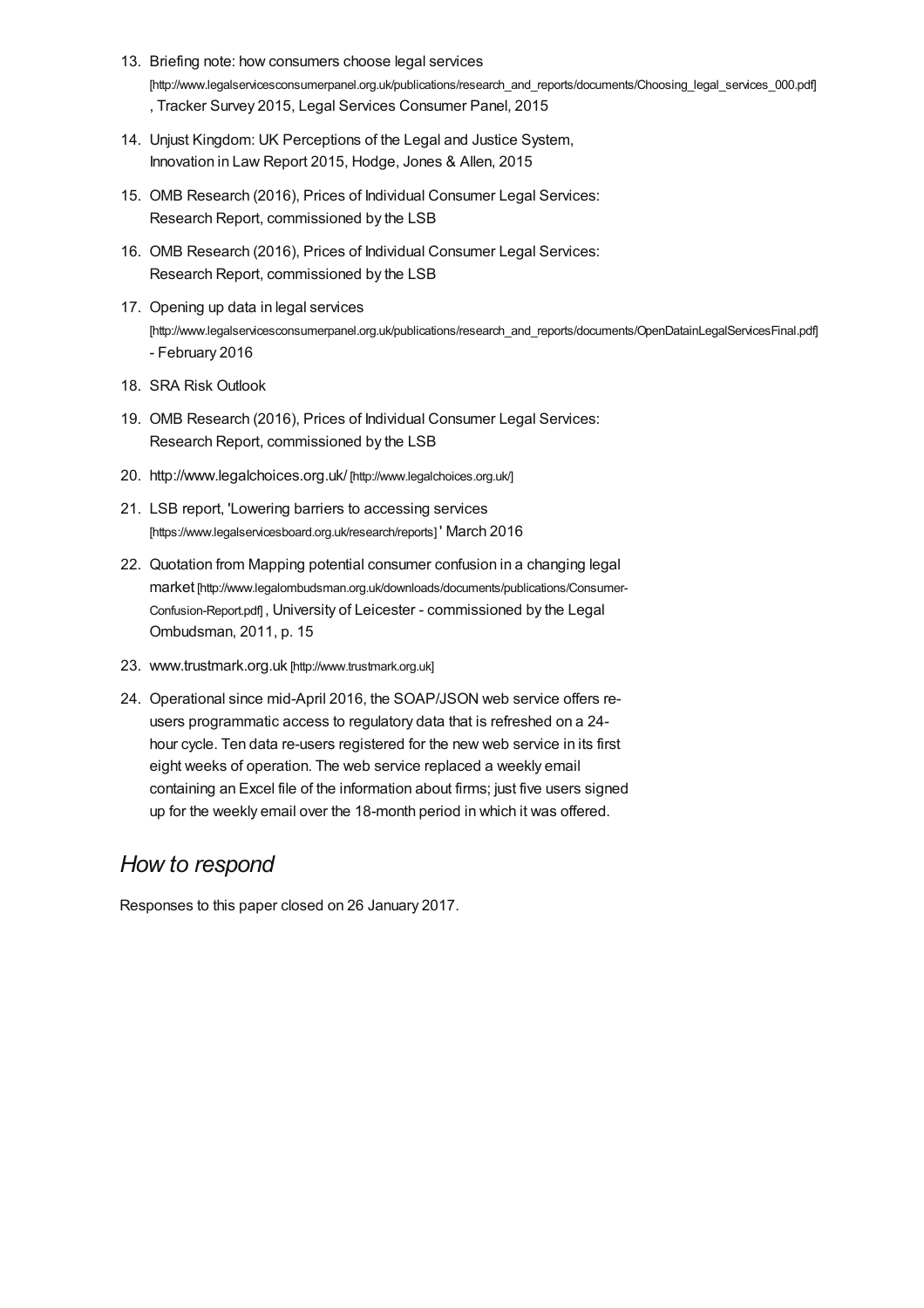13. Briefing note: how consumers choose legal services [http://www.legalservicesconsumerpanel.org.uk/publications/research_and_reports/documents/Choosing_legal_services_000.pdf] , Tracker Survey 2015, Legal Services Consumer Panel, 2015
14. Unjust Kingdom: UK Perceptions of the Legal and Justice System, Innovation in Law Report 2015, Hodge, Jones & Allen, 2015
15. OMB Research (2016), Prices of Individual Consumer Legal Services: Research Report, commissioned by the LSB
16. OMB Research (2016), Prices of Individual Consumer Legal Services: Research Report, commissioned by the LSB
17. Opening up data in legal services [http://www.legalservicesconsumerpanel.org.uk/publications/research_and_reports/documents/OpenDatainLegalServicesFinal.pdf] - February 2016
18. SRA Risk Outlook
19. OMB Research (2016), Prices of Individual Consumer Legal Services: Research Report, commissioned by the LSB
20. http://www.legalchoices.org.uk/ [http://www.legalchoices.org.uk/]
21. LSB report, 'Lowering barriers to accessing services [https://www.legalservicesboard.org.uk/research/reports] ' March 2016
22. Quotation from Mapping potential consumer confusion in a changing legal market [http://www.legalombudsman.org.uk/downloads/documents/publications/Consumer-Confusion-Report.pdf] , University of Leicester - commissioned by the Legal Ombudsman, 2011, p. 15
23. www.trustmark.org.uk [http://www.trustmark.org.uk]
24. Operational since mid-April 2016, the SOAP/JSON web service offers re-users programmatic access to regulatory data that is refreshed on a 24-hour cycle. Ten data re-users registered for the new web service in its first eight weeks of operation. The web service replaced a weekly email containing an Excel file of the information about firms; just five users signed up for the weekly email over the 18-month period in which it was offered.

## *How to respond*

Responses to this paper closed on 26 January 2017.